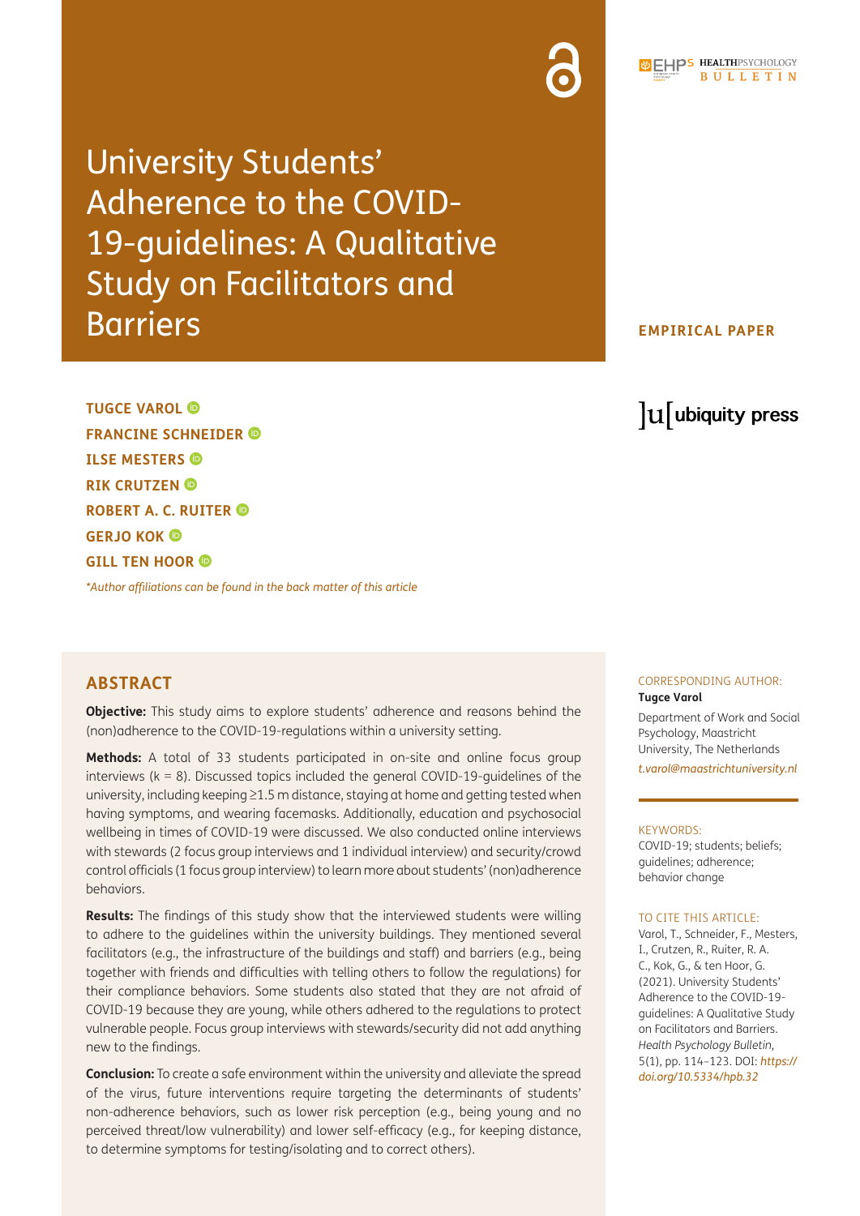# University Students' Adherence to the COVID-19-guidelines: A Qualitative Study on Facilitators and Barriers

**EMPIRICAL PAPER**

**TUGCE VAROL**
**FRANCINE SCHNEIDER**
**ILSE MESTERS**
**RIK CRUTZEN**
**ROBERT A. C. RUITER**
**GERJO KOK**
**GILL TEN HOOR**

*\*Author affiliations can be found in the back matter of this article*

## ABSTRACT

**Objective:** This study aims to explore students' adherence and reasons behind the (non)adherence to the COVID-19-regulations within a university setting.

**Methods:** A total of 33 students participated in on-site and online focus group interviews (k = 8). Discussed topics included the general COVID-19-guidelines of the university, including keeping ≥1.5 m distance, staying at home and getting tested when having symptoms, and wearing facemasks. Additionally, education and psychosocial wellbeing in times of COVID-19 were discussed. We also conducted online interviews with stewards (2 focus group interviews and 1 individual interview) and security/crowd control officials (1 focus group interview) to learn more about students' (non)adherence behaviors.

**Results:** The findings of this study show that the interviewed students were willing to adhere to the guidelines within the university buildings. They mentioned several facilitators (e.g., the infrastructure of the buildings and staff) and barriers (e.g., being together with friends and difficulties with telling others to follow the regulations) for their compliance behaviors. Some students also stated that they are not afraid of COVID-19 because they are young, while others adhered to the regulations to protect vulnerable people. Focus group interviews with stewards/security did not add anything new to the findings.

**Conclusion:** To create a safe environment within the university and alleviate the spread of the virus, future interventions require targeting the determinants of students' non-adherence behaviors, such as lower risk perception (e.g., being young and no perceived threat/low vulnerability) and lower self-efficacy (e.g., for keeping distance, to determine symptoms for testing/isolating and to correct others).

CORRESPONDING AUTHOR:
**Tugce Varol**
Department of Work and Social Psychology, Maastricht University, The Netherlands
*t.varol@maastrichtuniversity.nl*

KEYWORDS:
COVID-19; students; beliefs; guidelines; adherence; behavior change

TO CITE THIS ARTICLE:
Varol, T., Schneider, F., Mesters, I., Crutzen, R., Ruiter, R. A. C., Kok, G., & ten Hoor, G. (2021). University Students' Adherence to the COVID-19-guidelines: A Qualitative Study on Facilitators and Barriers. *Health Psychology Bulletin*, 5(1), pp. 114–123. DOI: *https://doi.org/10.5334/hpb.32*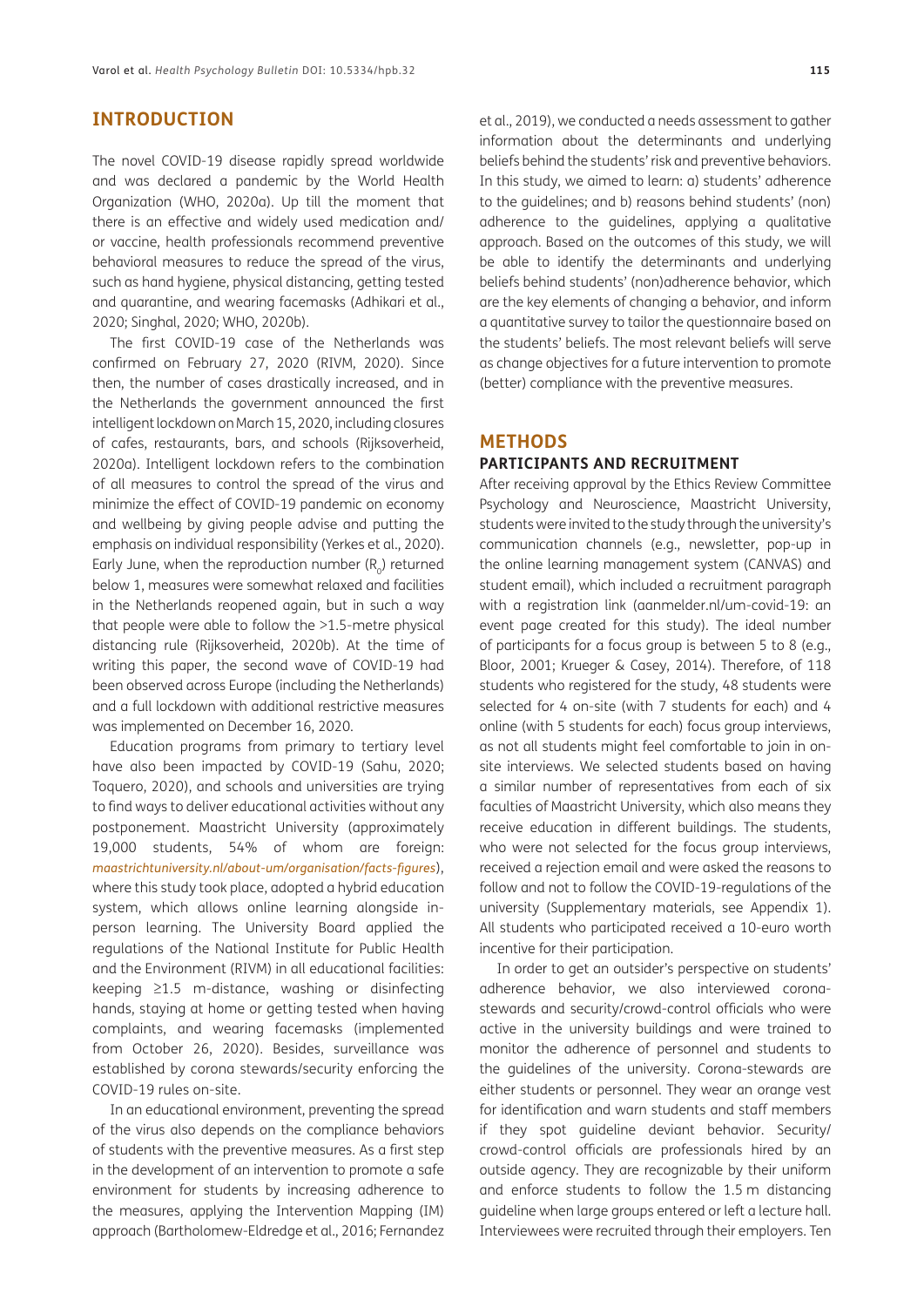## INTRODUCTION

The novel COVID-19 disease rapidly spread worldwide and was declared a pandemic by the World Health Organization (WHO, 2020a). Up till the moment that there is an effective and widely used medication and/or vaccine, health professionals recommend preventive behavioral measures to reduce the spread of the virus, such as hand hygiene, physical distancing, getting tested and quarantine, and wearing facemasks (Adhikari et al., 2020; Singhal, 2020; WHO, 2020b).

The first COVID-19 case of the Netherlands was confirmed on February 27, 2020 (RIVM, 2020). Since then, the number of cases drastically increased, and in the Netherlands the government announced the first intelligent lockdown on March 15, 2020, including closures of cafes, restaurants, bars, and schools (Rijksoverheid, 2020a). Intelligent lockdown refers to the combination of all measures to control the spread of the virus and minimize the effect of COVID-19 pandemic on economy and wellbeing by giving people advise and putting the emphasis on individual responsibility (Yerkes et al., 2020). Early June, when the reproduction number ($R_0$) returned below 1, measures were somewhat relaxed and facilities in the Netherlands reopened again, but in such a way that people were able to follow the >1.5-metre physical distancing rule (Rijksoverheid, 2020b). At the time of writing this paper, the second wave of COVID-19 had been observed across Europe (including the Netherlands) and a full lockdown with additional restrictive measures was implemented on December 16, 2020.

Education programs from primary to tertiary level have also been impacted by COVID-19 (Sahu, 2020; Toquero, 2020), and schools and universities are trying to find ways to deliver educational activities without any postponement. Maastricht University (approximately 19,000 students, 54% of whom are foreign: *maastrichtuniversity.nl/about-um/organisation/facts-figures*), where this study took place, adopted a hybrid education system, which allows online learning alongside in-person learning. The University Board applied the regulations of the National Institute for Public Health and the Environment (RIVM) in all educational facilities: keeping ≥1.5 m-distance, washing or disinfecting hands, staying at home or getting tested when having complaints, and wearing facemasks (implemented from October 26, 2020). Besides, surveillance was established by corona stewards/security enforcing the COVID-19 rules on-site.

In an educational environment, preventing the spread of the virus also depends on the compliance behaviors of students with the preventive measures. As a first step in the development of an intervention to promote a safe environment for students by increasing adherence to the measures, applying the Intervention Mapping (IM) approach (Bartholomew-Eldredge et al., 2016; Fernandez et al., 2019), we conducted a needs assessment to gather information about the determinants and underlying beliefs behind the students' risk and preventive behaviors. In this study, we aimed to learn: a) students' adherence to the guidelines; and b) reasons behind students' (non) adherence to the guidelines, applying a qualitative approach. Based on the outcomes of this study, we will be able to identify the determinants and underlying beliefs behind students' (non)adherence behavior, which are the key elements of changing a behavior, and inform a quantitative survey to tailor the questionnaire based on the students' beliefs. The most relevant beliefs will serve as change objectives for a future intervention to promote (better) compliance with the preventive measures.

## METHODS

### PARTICIPANTS AND RECRUITMENT

After receiving approval by the Ethics Review Committee Psychology and Neuroscience, Maastricht University, students were invited to the study through the university's communication channels (e.g., newsletter, pop-up in the online learning management system (CANVAS) and student email), which included a recruitment paragraph with a registration link (aanmelder.nl/um-covid-19: an event page created for this study). The ideal number of participants for a focus group is between 5 to 8 (e.g., Bloor, 2001; Krueger & Casey, 2014). Therefore, of 118 students who registered for the study, 48 students were selected for 4 on-site (with 7 students for each) and 4 online (with 5 students for each) focus group interviews, as not all students might feel comfortable to join in on-site interviews. We selected students based on having a similar number of representatives from each of six faculties of Maastricht University, which also means they receive education in different buildings. The students, who were not selected for the focus group interviews, received a rejection email and were asked the reasons to follow and not to follow the COVID-19-regulations of the university (Supplementary materials, see Appendix 1). All students who participated received a 10-euro worth incentive for their participation.

In order to get an outsider's perspective on students' adherence behavior, we also interviewed corona-stewards and security/crowd-control officials who were active in the university buildings and were trained to monitor the adherence of personnel and students to the guidelines of the university. Corona-stewards are either students or personnel. They wear an orange vest for identification and warn students and staff members if they spot guideline deviant behavior. Security/crowd-control officials are professionals hired by an outside agency. They are recognizable by their uniform and enforce students to follow the 1.5 m distancing guideline when large groups entered or left a lecture hall. Interviewees were recruited through their employers. Ten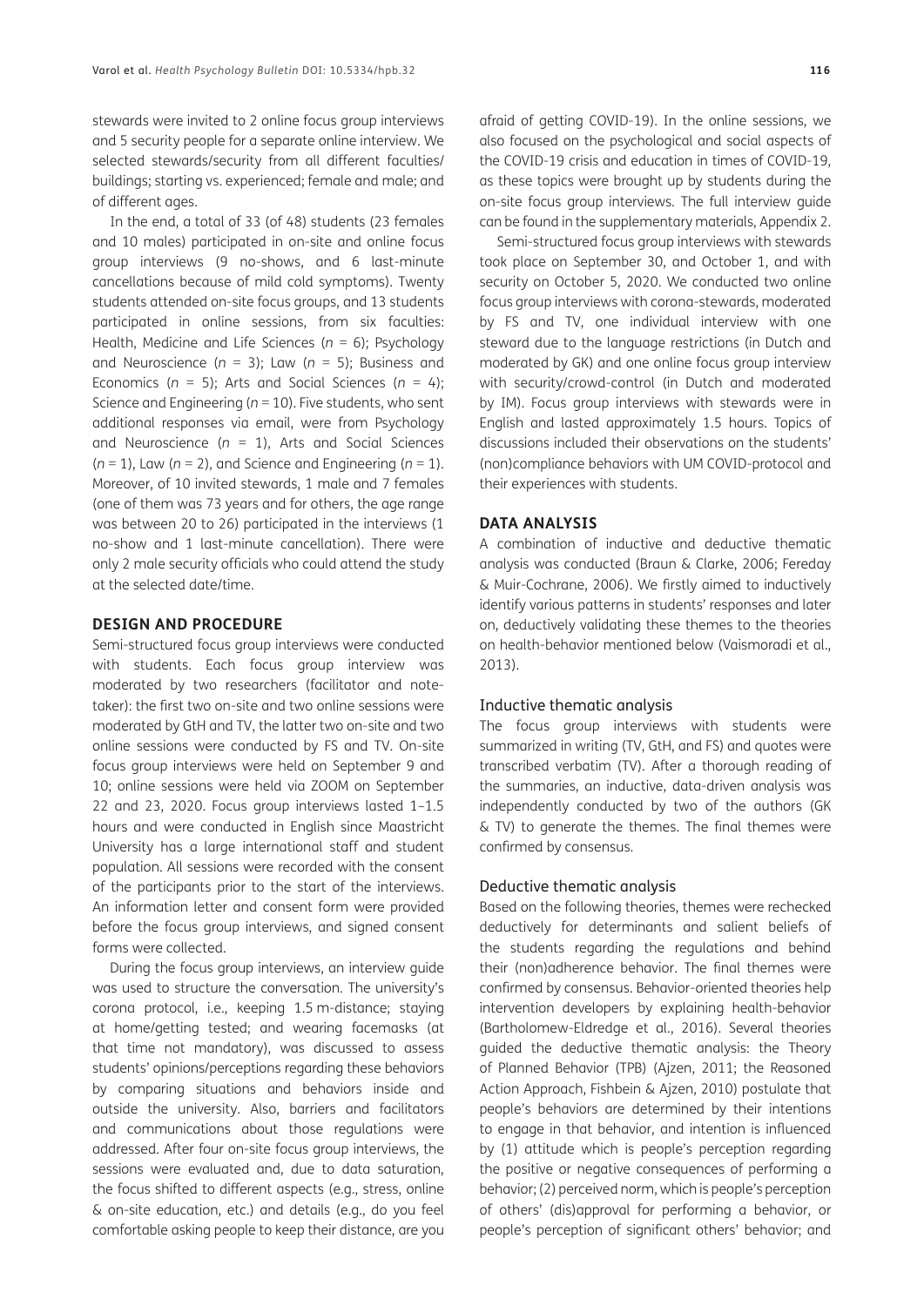stewards were invited to 2 online focus group interviews and 5 security people for a separate online interview. We selected stewards/security from all different faculties/buildings; starting vs. experienced; female and male; and of different ages.

In the end, a total of 33 (of 48) students (23 females and 10 males) participated in on-site and online focus group interviews (9 no-shows, and 6 last-minute cancellations because of mild cold symptoms). Twenty students attended on-site focus groups, and 13 students participated in online sessions, from six faculties: Health, Medicine and Life Sciences ($n$ = 6); Psychology and Neuroscience ($n$ = 3); Law ($n$ = 5); Business and Economics ($n$ = 5); Arts and Social Sciences ($n$ = 4); Science and Engineering ($n$ = 10). Five students, who sent additional responses via email, were from Psychology and Neuroscience ($n$ = 1), Arts and Social Sciences ($n$ = 1), Law ($n$ = 2), and Science and Engineering ($n$ = 1). Moreover, of 10 invited stewards, 1 male and 7 females (one of them was 73 years and for others, the age range was between 20 to 26) participated in the interviews (1 no-show and 1 last-minute cancellation). There were only 2 male security officials who could attend the study at the selected date/time.

## DESIGN AND PROCEDURE

Semi-structured focus group interviews were conducted with students. Each focus group interview was moderated by two researchers (facilitator and note-taker): the first two on-site and two online sessions were moderated by GtH and TV, the latter two on-site and two online sessions were conducted by FS and TV. On-site focus group interviews were held on September 9 and 10; online sessions were held via ZOOM on September 22 and 23, 2020. Focus group interviews lasted 1–1.5 hours and were conducted in English since Maastricht University has a large international staff and student population. All sessions were recorded with the consent of the participants prior to the start of the interviews. An information letter and consent form were provided before the focus group interviews, and signed consent forms were collected.

During the focus group interviews, an interview guide was used to structure the conversation. The university's corona protocol, i.e., keeping 1.5 m-distance; staying at home/getting tested; and wearing facemasks (at that time not mandatory), was discussed to assess students' opinions/perceptions regarding these behaviors by comparing situations and behaviors inside and outside the university. Also, barriers and facilitators and communications about those regulations were addressed. After four on-site focus group interviews, the sessions were evaluated and, due to data saturation, the focus shifted to different aspects (e.g., stress, online & on-site education, etc.) and details (e.g., do you feel comfortable asking people to keep their distance, are you afraid of getting COVID-19). In the online sessions, we also focused on the psychological and social aspects of the COVID-19 crisis and education in times of COVID-19, as these topics were brought up by students during the on-site focus group interviews. The full interview guide can be found in the supplementary materials, Appendix 2.

Semi-structured focus group interviews with stewards took place on September 30, and October 1, and with security on October 5, 2020. We conducted two online focus group interviews with corona-stewards, moderated by FS and TV, one individual interview with one steward due to the language restrictions (in Dutch and moderated by GK) and one online focus group interview with security/crowd-control (in Dutch and moderated by IM). Focus group interviews with stewards were in English and lasted approximately 1.5 hours. Topics of discussions included their observations on the students' (non)compliance behaviors with UM COVID-protocol and their experiences with students.

## DATA ANALYSIS

A combination of inductive and deductive thematic analysis was conducted (Braun & Clarke, 2006; Fereday & Muir-Cochrane, 2006). We firstly aimed to inductively identify various patterns in students' responses and later on, deductively validating these themes to the theories on health-behavior mentioned below (Vaismoradi et al., 2013).

### Inductive thematic analysis

The focus group interviews with students were summarized in writing (TV, GtH, and FS) and quotes were transcribed verbatim (TV). After a thorough reading of the summaries, an inductive, data-driven analysis was independently conducted by two of the authors (GK & TV) to generate the themes. The final themes were confirmed by consensus.

### Deductive thematic analysis

Based on the following theories, themes were rechecked deductively for determinants and salient beliefs of the students regarding the regulations and behind their (non)adherence behavior. The final themes were confirmed by consensus. Behavior-oriented theories help intervention developers by explaining health-behavior (Bartholomew-Eldredge et al., 2016). Several theories guided the deductive thematic analysis: the Theory of Planned Behavior (TPB) (Ajzen, 2011; the Reasoned Action Approach, Fishbein & Ajzen, 2010) postulate that people's behaviors are determined by their intentions to engage in that behavior, and intention is influenced by (1) attitude which is people's perception regarding the positive or negative consequences of performing a behavior; (2) perceived norm, which is people's perception of others' (dis)approval for performing a behavior, or people's perception of significant others' behavior; and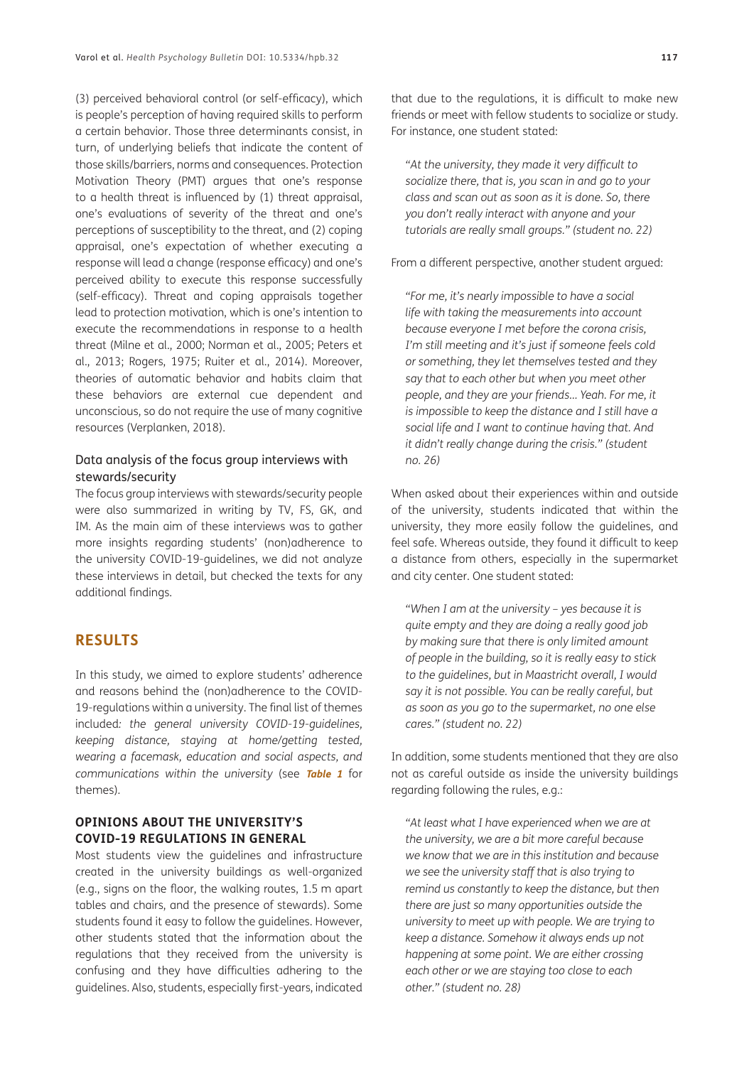(3) perceived behavioral control (or self-efficacy), which is people's perception of having required skills to perform a certain behavior. Those three determinants consist, in turn, of underlying beliefs that indicate the content of those skills/barriers, norms and consequences. Protection Motivation Theory (PMT) argues that one's response to a health threat is influenced by (1) threat appraisal, one's evaluations of severity of the threat and one's perceptions of susceptibility to the threat, and (2) coping appraisal, one's expectation of whether executing a response will lead a change (response efficacy) and one's perceived ability to execute this response successfully (self-efficacy). Threat and coping appraisals together lead to protection motivation, which is one's intention to execute the recommendations in response to a health threat (Milne et al., 2000; Norman et al., 2005; Peters et al., 2013; Rogers, 1975; Ruiter et al., 2014). Moreover, theories of automatic behavior and habits claim that these behaviors are external cue dependent and unconscious, so do not require the use of many cognitive resources (Verplanken, 2018).

### Data analysis of the focus group interviews with stewards/security

The focus group interviews with stewards/security people were also summarized in writing by TV, FS, GK, and IM. As the main aim of these interviews was to gather more insights regarding students' (non)adherence to the university COVID-19-guidelines, we did not analyze these interviews in detail, but checked the texts for any additional findings.

## RESULTS

In this study, we aimed to explore students' adherence and reasons behind the (non)adherence to the COVID-19-regulations within a university. The final list of themes included*: the general university COVID-19-guidelines, keeping distance, staying at home/getting tested, wearing a facemask, education and social aspects, and communications within the university* (see ***Table 1*** for themes).

### OPINIONS ABOUT THE UNIVERSITY'S COVID-19 REGULATIONS IN GENERAL

Most students view the guidelines and infrastructure created in the university buildings as well-organized (e.g., signs on the floor, the walking routes, 1.5 m apart tables and chairs, and the presence of stewards). Some students found it easy to follow the guidelines. However, other students stated that the information about the regulations that they received from the university is confusing and they have difficulties adhering to the guidelines. Also, students, especially first-years, indicated that due to the regulations, it is difficult to make new friends or meet with fellow students to socialize or study. For instance, one student stated:

> *"At the university, they made it very difficult to socialize there, that is, you scan in and go to your class and scan out as soon as it is done. So, there you don't really interact with anyone and your tutorials are really small groups." (student no. 22)*

From a different perspective, another student argued:

> *"For me, it's nearly impossible to have a social life with taking the measurements into account because everyone I met before the corona crisis, I'm still meeting and it's just if someone feels cold or something, they let themselves tested and they say that to each other but when you meet other people, and they are your friends… Yeah. For me, it is impossible to keep the distance and I still have a social life and I want to continue having that. And it didn't really change during the crisis." (student no. 26)*

When asked about their experiences within and outside of the university, students indicated that within the university, they more easily follow the guidelines, and feel safe. Whereas outside, they found it difficult to keep a distance from others, especially in the supermarket and city center. One student stated:

> *"When I am at the university – yes because it is quite empty and they are doing a really good job by making sure that there is only limited amount of people in the building, so it is really easy to stick to the guidelines, but in Maastricht overall, I would say it is not possible. You can be really careful, but as soon as you go to the supermarket, no one else cares." (student no. 22)*

In addition, some students mentioned that they are also not as careful outside as inside the university buildings regarding following the rules, e.g.:

> *"At least what I have experienced when we are at the university, we are a bit more careful because we know that we are in this institution and because we see the university staff that is also trying to remind us constantly to keep the distance, but then there are just so many opportunities outside the university to meet up with people. We are trying to keep a distance. Somehow it always ends up not happening at some point. We are either crossing each other or we are staying too close to each other." (student no. 28)*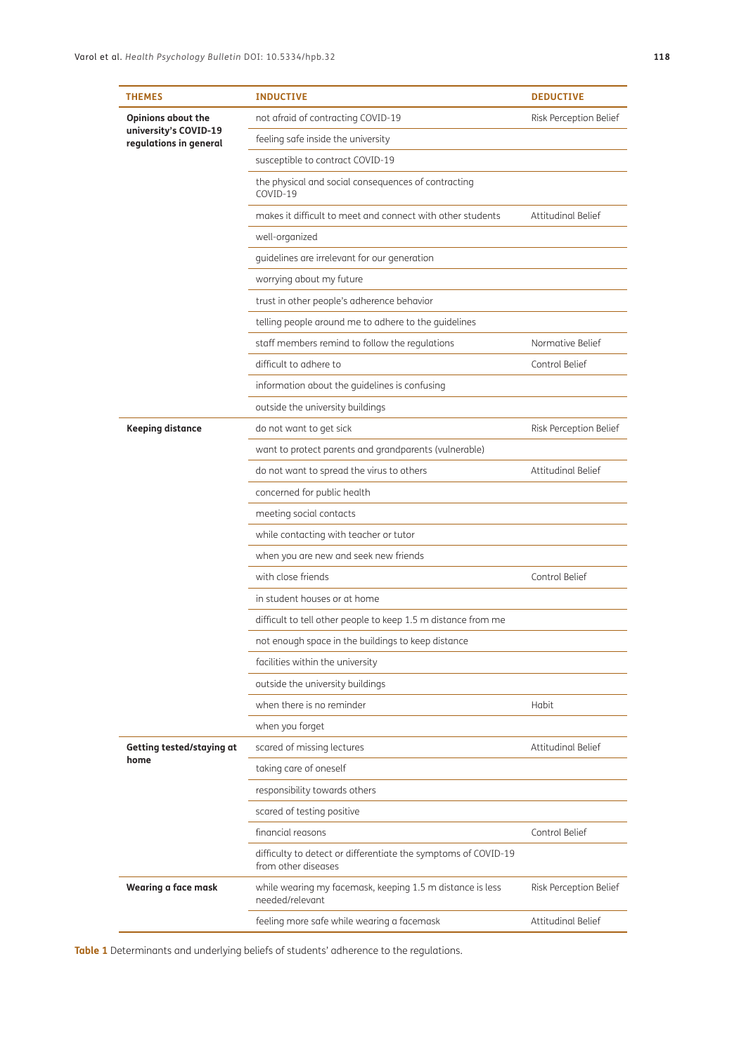| THEMES | INDUCTIVE | DEDUCTIVE |
|---|---|---|
| **Opinions about the university's COVID-19 regulations in general** | not afraid of contracting COVID-19 | Risk Perception Belief |
| | feeling safe inside the university | |
| | susceptible to contract COVID-19 | |
| | the physical and social consequences of contracting COVID-19 | |
| | makes it difficult to meet and connect with other students | Attitudinal Belief |
| | well-organized | |
| | guidelines are irrelevant for our generation | |
| | worrying about my future | |
| | trust in other people's adherence behavior | |
| | telling people around me to adhere to the guidelines | |
| | staff members remind to follow the regulations | Normative Belief |
| | difficult to adhere to | Control Belief |
| | information about the guidelines is confusing | |
| | outside the university buildings | |
| **Keeping distance** | do not want to get sick | Risk Perception Belief |
| | want to protect parents and grandparents (vulnerable) | |
| | do not want to spread the virus to others | Attitudinal Belief |
| | concerned for public health | |
| | meeting social contacts | |
| | while contacting with teacher or tutor | |
| | when you are new and seek new friends | |
| | with close friends | Control Belief |
| | in student houses or at home | |
| | difficult to tell other people to keep 1.5 m distance from me | |
| | not enough space in the buildings to keep distance | |
| | facilities within the university | |
| | outside the university buildings | |
| | when there is no reminder | Habit |
| | when you forget | |
| **Getting tested/staying at home** | scared of missing lectures | Attitudinal Belief |
| | taking care of oneself | |
| | responsibility towards others | |
| | scared of testing positive | |
| | financial reasons | Control Belief |
| | difficulty to detect or differentiate the symptoms of COVID-19 from other diseases | |
| **Wearing a face mask** | while wearing my facemask, keeping 1.5 m distance is less needed/relevant | Risk Perception Belief |
| | feeling more safe while wearing a facemask | Attitudinal Belief |

**Table 1** Determinants and underlying beliefs of students' adherence to the regulations.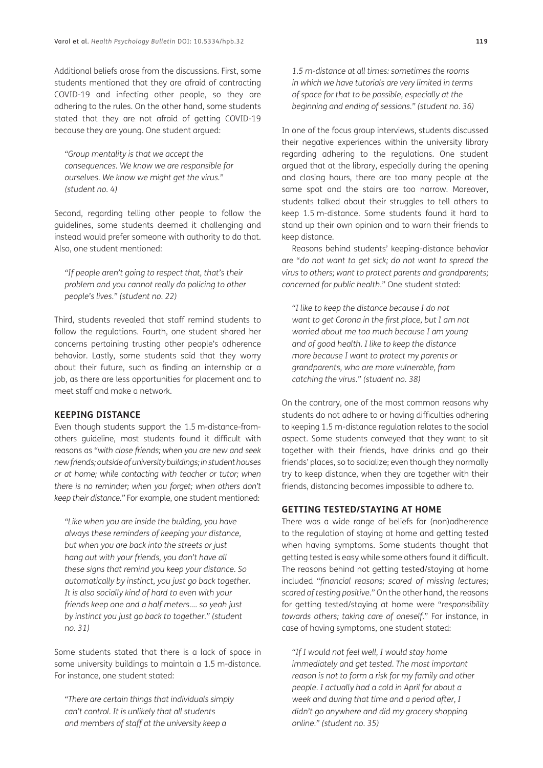Additional beliefs arose from the discussions. First, some students mentioned that they are afraid of contracting COVID-19 and infecting other people, so they are adhering to the rules. On the other hand, some students stated that they are not afraid of getting COVID-19 because they are young. One student argued:

> *"Group mentality is that we accept the consequences. We know we are responsible for ourselves. We know we might get the virus." (student no. 4)*

Second, regarding telling other people to follow the guidelines, some students deemed it challenging and instead would prefer someone with authority to do that. Also, one student mentioned:

> *"If people aren't going to respect that, that's their problem and you cannot really do policing to other people's lives." (student no. 22)*

Third, students revealed that staff remind students to follow the regulations. Fourth, one student shared her concerns pertaining trusting other people's adherence behavior. Lastly, some students said that they worry about their future, such as finding an internship or a job, as there are less opportunities for placement and to meet staff and make a network.

## KEEPING DISTANCE

Even though students support the 1.5 m-distance-from-others guideline, most students found it difficult with reasons as "*with close friends; when you are new and seek new friends; outside of university buildings; in student houses or at home; while contacting with teacher or tutor; when there is no reminder; when you forget; when others don't keep their distance.*" For example, one student mentioned:

> *"Like when you are inside the building, you have always these reminders of keeping your distance, but when you are back into the streets or just hang out with your friends, you don't have all these signs that remind you keep your distance. So automatically by instinct, you just go back together. It is also socially kind of hard to even with your friends keep one and a half meters.... so yeah just by instinct you just go back to together." (student no. 31)*

Some students stated that there is a lack of space in some university buildings to maintain a 1.5 m-distance. For instance, one student stated:

> *"There are certain things that individuals simply can't control. It is unlikely that all students and members of staff at the university keep a 1.5 m-distance at all times: sometimes the rooms in which we have tutorials are very limited in terms of space for that to be possible, especially at the beginning and ending of sessions." (student no. 36)*

In one of the focus group interviews, students discussed their negative experiences within the university library regarding adhering to the regulations. One student argued that at the library, especially during the opening and closing hours, there are too many people at the same spot and the stairs are too narrow. Moreover, students talked about their struggles to tell others to keep 1.5 m-distance. Some students found it hard to stand up their own opinion and to warn their friends to keep distance.

Reasons behind students' keeping-distance behavior are "*do not want to get sick; do not want to spread the virus to others; want to protect parents and grandparents; concerned for public health.*" One student stated:

> *"I like to keep the distance because I do not want to get Corona in the first place, but I am not worried about me too much because I am young and of good health. I like to keep the distance more because I want to protect my parents or grandparents, who are more vulnerable, from catching the virus." (student no. 38)*

On the contrary, one of the most common reasons why students do not adhere to or having difficulties adhering to keeping 1.5 m-distance regulation relates to the social aspect. Some students conveyed that they want to sit together with their friends, have drinks and go their friends' places, so to socialize; even though they normally try to keep distance, when they are together with their friends, distancing becomes impossible to adhere to.

## GETTING TESTED/STAYING AT HOME

There was a wide range of beliefs for (non)adherence to the regulation of staying at home and getting tested when having symptoms. Some students thought that getting tested is easy while some others found it difficult. The reasons behind not getting tested/staying at home included "*financial reasons; scared of missing lectures; scared of testing positive.*" On the other hand, the reasons for getting tested/staying at home were "*responsibility towards others; taking care of oneself.*" For instance, in case of having symptoms, one student stated:

> *"If I would not feel well, I would stay home immediately and get tested. The most important reason is not to form a risk for my family and other people. I actually had a cold in April for about a week and during that time and a period after, I didn't go anywhere and did my grocery shopping online." (student no. 35)*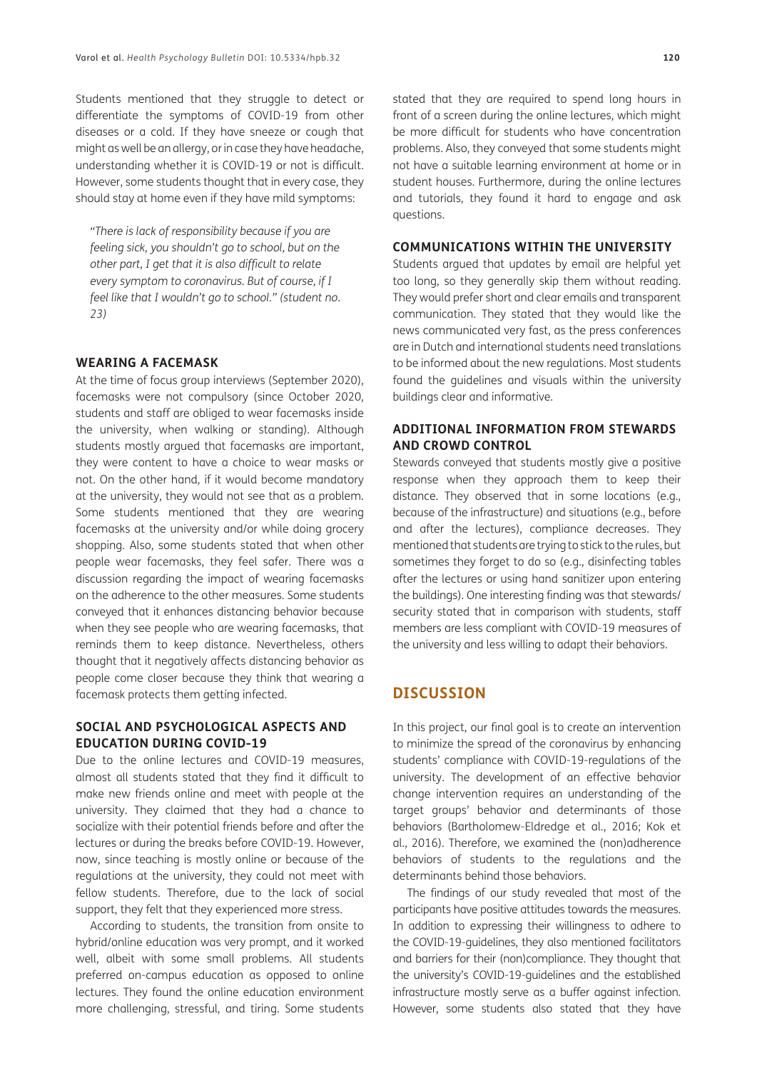Students mentioned that they struggle to detect or differentiate the symptoms of COVID-19 from other diseases or a cold. If they have sneeze or cough that might as well be an allergy, or in case they have headache, understanding whether it is COVID-19 or not is difficult. However, some students thought that in every case, they should stay at home even if they have mild symptoms:

> *"There is lack of responsibility because if you are feeling sick, you shouldn't go to school, but on the other part, I get that it is also difficult to relate every symptom to coronavirus. But of course, if I feel like that I wouldn't go to school." (student no. 23)*

### WEARING A FACEMASK

At the time of focus group interviews (September 2020), facemasks were not compulsory (since October 2020, students and staff are obliged to wear facemasks inside the university, when walking or standing). Although students mostly argued that facemasks are important, they were content to have a choice to wear masks or not. On the other hand, if it would become mandatory at the university, they would not see that as a problem. Some students mentioned that they are wearing facemasks at the university and/or while doing grocery shopping. Also, some students stated that when other people wear facemasks, they feel safer. There was a discussion regarding the impact of wearing facemasks on the adherence to the other measures. Some students conveyed that it enhances distancing behavior because when they see people who are wearing facemasks, that reminds them to keep distance. Nevertheless, others thought that it negatively affects distancing behavior as people come closer because they think that wearing a facemask protects them getting infected.

### SOCIAL AND PSYCHOLOGICAL ASPECTS AND EDUCATION DURING COVID-19

Due to the online lectures and COVID-19 measures, almost all students stated that they find it difficult to make new friends online and meet with people at the university. They claimed that they had a chance to socialize with their potential friends before and after the lectures or during the breaks before COVID-19. However, now, since teaching is mostly online or because of the regulations at the university, they could not meet with fellow students. Therefore, due to the lack of social support, they felt that they experienced more stress.

According to students, the transition from onsite to hybrid/online education was very prompt, and it worked well, albeit with some small problems. All students preferred on-campus education as opposed to online lectures. They found the online education environment more challenging, stressful, and tiring. Some students stated that they are required to spend long hours in front of a screen during the online lectures, which might be more difficult for students who have concentration problems. Also, they conveyed that some students might not have a suitable learning environment at home or in student houses. Furthermore, during the online lectures and tutorials, they found it hard to engage and ask questions.

### COMMUNICATIONS WITHIN THE UNIVERSITY

Students argued that updates by email are helpful yet too long, so they generally skip them without reading. They would prefer short and clear emails and transparent communication. They stated that they would like the news communicated very fast, as the press conferences are in Dutch and international students need translations to be informed about the new regulations. Most students found the guidelines and visuals within the university buildings clear and informative.

### ADDITIONAL INFORMATION FROM STEWARDS AND CROWD CONTROL

Stewards conveyed that students mostly give a positive response when they approach them to keep their distance. They observed that in some locations (e.g., because of the infrastructure) and situations (e.g., before and after the lectures), compliance decreases. They mentioned that students are trying to stick to the rules, but sometimes they forget to do so (e.g., disinfecting tables after the lectures or using hand sanitizer upon entering the buildings). One interesting finding was that stewards/security stated that in comparison with students, staff members are less compliant with COVID-19 measures of the university and less willing to adapt their behaviors.

## DISCUSSION

In this project, our final goal is to create an intervention to minimize the spread of the coronavirus by enhancing students' compliance with COVID-19-regulations of the university. The development of an effective behavior change intervention requires an understanding of the target groups' behavior and determinants of those behaviors (Bartholomew-Eldredge et al., 2016; Kok et al., 2016). Therefore, we examined the (non)adherence behaviors of students to the regulations and the determinants behind those behaviors.

The findings of our study revealed that most of the participants have positive attitudes towards the measures. In addition to expressing their willingness to adhere to the COVID-19-guidelines, they also mentioned facilitators and barriers for their (non)compliance. They thought that the university's COVID-19-guidelines and the established infrastructure mostly serve as a buffer against infection. However, some students also stated that they have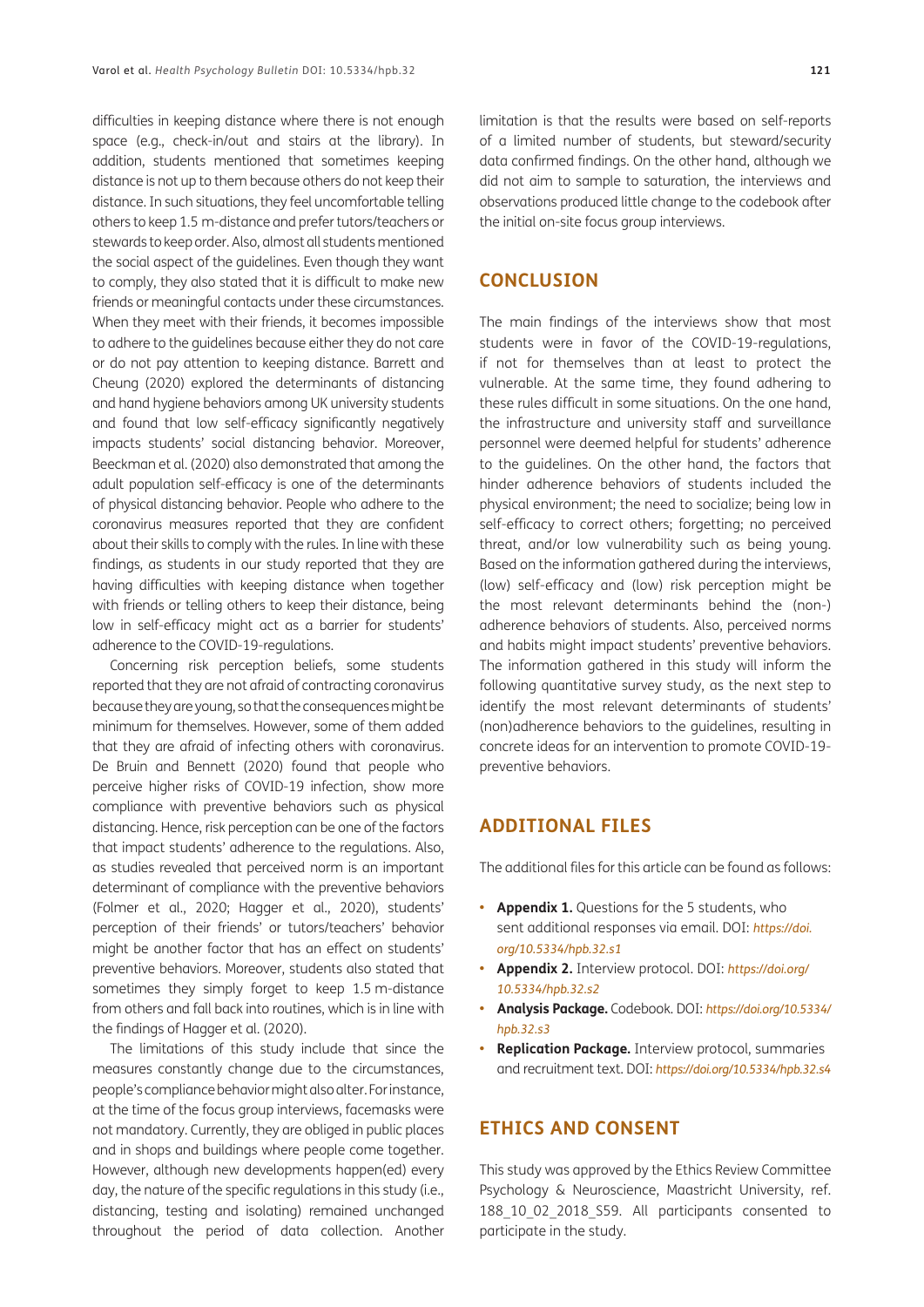difficulties in keeping distance where there is not enough space (e.g., check-in/out and stairs at the library). In addition, students mentioned that sometimes keeping distance is not up to them because others do not keep their distance. In such situations, they feel uncomfortable telling others to keep 1.5 m-distance and prefer tutors/teachers or stewards to keep order. Also, almost all students mentioned the social aspect of the guidelines. Even though they want to comply, they also stated that it is difficult to make new friends or meaningful contacts under these circumstances. When they meet with their friends, it becomes impossible to adhere to the guidelines because either they do not care or do not pay attention to keeping distance. Barrett and Cheung (2020) explored the determinants of distancing and hand hygiene behaviors among UK university students and found that low self-efficacy significantly negatively impacts students' social distancing behavior. Moreover, Beeckman et al. (2020) also demonstrated that among the adult population self-efficacy is one of the determinants of physical distancing behavior. People who adhere to the coronavirus measures reported that they are confident about their skills to comply with the rules. In line with these findings, as students in our study reported that they are having difficulties with keeping distance when together with friends or telling others to keep their distance, being low in self-efficacy might act as a barrier for students' adherence to the COVID-19-regulations.

Concerning risk perception beliefs, some students reported that they are not afraid of contracting coronavirus because they are young, so that the consequences might be minimum for themselves. However, some of them added that they are afraid of infecting others with coronavirus. De Bruin and Bennett (2020) found that people who perceive higher risks of COVID-19 infection, show more compliance with preventive behaviors such as physical distancing. Hence, risk perception can be one of the factors that impact students' adherence to the regulations. Also, as studies revealed that perceived norm is an important determinant of compliance with the preventive behaviors (Folmer et al., 2020; Hagger et al., 2020), students' perception of their friends' or tutors/teachers' behavior might be another factor that has an effect on students' preventive behaviors. Moreover, students also stated that sometimes they simply forget to keep 1.5 m-distance from others and fall back into routines, which is in line with the findings of Hagger et al. (2020).

The limitations of this study include that since the measures constantly change due to the circumstances, people's compliance behavior might also alter. For instance, at the time of the focus group interviews, facemasks were not mandatory. Currently, they are obliged in public places and in shops and buildings where people come together. However, although new developments happen(ed) every day, the nature of the specific regulations in this study (i.e., distancing, testing and isolating) remained unchanged throughout the period of data collection. Another limitation is that the results were based on self-reports of a limited number of students, but steward/security data confirmed findings. On the other hand, although we did not aim to sample to saturation, the interviews and observations produced little change to the codebook after the initial on-site focus group interviews.

## CONCLUSION

The main findings of the interviews show that most students were in favor of the COVID-19-regulations, if not for themselves than at least to protect the vulnerable. At the same time, they found adhering to these rules difficult in some situations. On the one hand, the infrastructure and university staff and surveillance personnel were deemed helpful for students' adherence to the guidelines. On the other hand, the factors that hinder adherence behaviors of students included the physical environment; the need to socialize; being low in self-efficacy to correct others; forgetting; no perceived threat, and/or low vulnerability such as being young. Based on the information gathered during the interviews, (low) self-efficacy and (low) risk perception might be the most relevant determinants behind the (non-)adherence behaviors of students. Also, perceived norms and habits might impact students' preventive behaviors. The information gathered in this study will inform the following quantitative survey study, as the next step to identify the most relevant determinants of students' (non)adherence behaviors to the guidelines, resulting in concrete ideas for an intervention to promote COVID-19-preventive behaviors.

## ADDITIONAL FILES

The additional files for this article can be found as follows:

- **Appendix 1.** Questions for the 5 students, who sent additional responses via email. DOI: *https://doi.org/10.5334/hpb.32.s1*
- **Appendix 2.** Interview protocol. DOI: *https://doi.org/10.5334/hpb.32.s2*
- **Analysis Package.** Codebook. DOI: *https://doi.org/10.5334/hpb.32.s3*
- **Replication Package.** Interview protocol, summaries and recruitment text. DOI: *https://doi.org/10.5334/hpb.32.s4*

## ETHICS AND CONSENT

This study was approved by the Ethics Review Committee Psychology & Neuroscience, Maastricht University, ref. 188_10_02_2018_S59. All participants consented to participate in the study.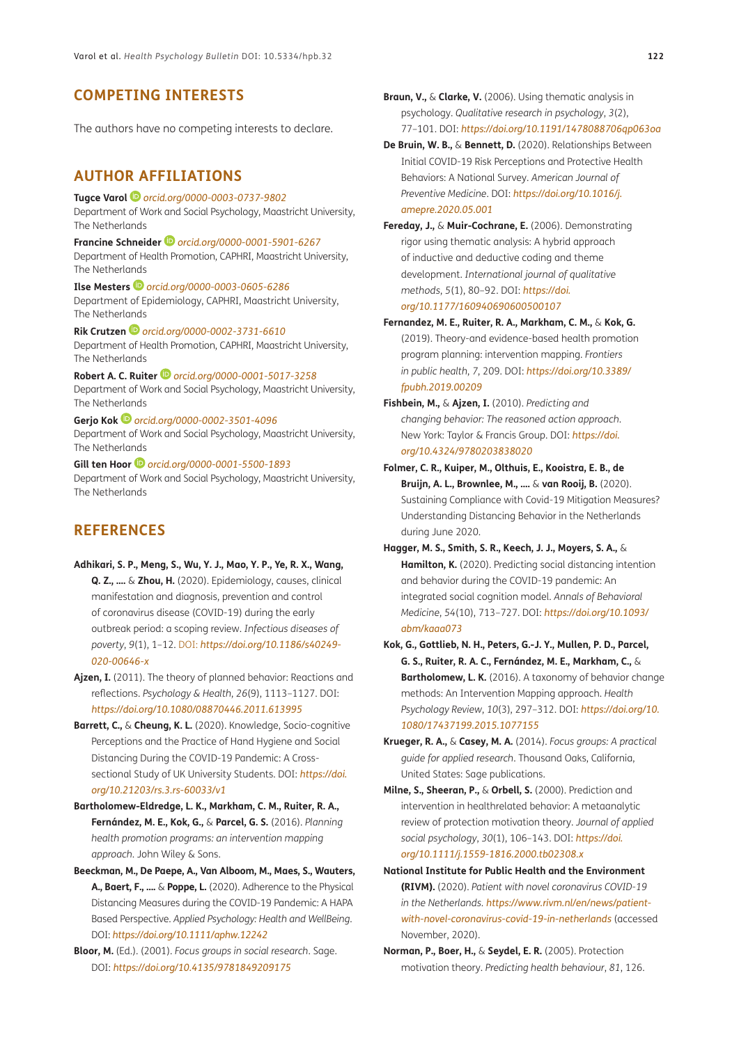## COMPETING INTERESTS

The authors have no competing interests to declare.

## AUTHOR AFFILIATIONS

**Tugce Varol** *orcid.org/0000-0003-0737-9802*
Department of Work and Social Psychology, Maastricht University, The Netherlands

**Francine Schneider** *orcid.org/0000-0001-5901-6267*
Department of Health Promotion, CAPHRI, Maastricht University, The Netherlands

**Ilse Mesters** *orcid.org/0000-0003-0605-6286*
Department of Epidemiology, CAPHRI, Maastricht University, The Netherlands

**Rik Crutzen** *orcid.org/0000-0002-3731-6610*
Department of Health Promotion, CAPHRI, Maastricht University, The Netherlands

**Robert A. C. Ruiter** *orcid.org/0000-0001-5017-3258*
Department of Work and Social Psychology, Maastricht University, The Netherlands

**Gerjo Kok** *orcid.org/0000-0002-3501-4096*
Department of Work and Social Psychology, Maastricht University, The Netherlands

**Gill ten Hoor** *orcid.org/0000-0001-5500-1893*
Department of Work and Social Psychology, Maastricht University, The Netherlands

## REFERENCES

**Adhikari, S. P., Meng, S., Wu, Y. J., Mao, Y. P., Ye, R. X., Wang, Q. Z., ….** & **Zhou, H.** (2020). Epidemiology, causes, clinical manifestation and diagnosis, prevention and control of coronavirus disease (COVID-19) during the early outbreak period: a scoping review. *Infectious diseases of poverty*, *9*(1), 1–12. DOI: *https://doi.org/10.1186/s40249-020-00646-x*

**Ajzen, I.** (2011). The theory of planned behavior: Reactions and reflections. *Psychology & Health*, *26*(9), 1113–1127. DOI: *https://doi.org/10.1080/08870446.2011.613995*

**Barrett, C.,** & **Cheung, K. L.** (2020). Knowledge, Socio-cognitive Perceptions and the Practice of Hand Hygiene and Social Distancing During the COVID-19 Pandemic: A Cross-sectional Study of UK University Students. DOI: *https://doi.org/10.21203/rs.3.rs-60033/v1*

**Bartholomew-Eldredge, L. K., Markham, C. M., Ruiter, R. A., Fernández, M. E., Kok, G.,** & **Parcel, G. S.** (2016). *Planning health promotion programs: an intervention mapping approach*. John Wiley & Sons.

**Beeckman, M., De Paepe, A., Van Alboom, M., Maes, S., Wauters, A., Baert, F., ….** & **Poppe, L.** (2020). Adherence to the Physical Distancing Measures during the COVID-19 Pandemic: A HAPA Based Perspective. *Applied Psychology: Health and WellBeing*. DOI: *https://doi.org/10.1111/aphw.12242*

**Bloor, M.** (Ed.). (2001). *Focus groups in social research*. Sage. DOI: *https://doi.org/10.4135/9781849209175*

**Braun, V.,** & **Clarke, V.** (2006). Using thematic analysis in psychology. *Qualitative research in psychology*, *3*(2), 77–101. DOI: *https://doi.org/10.1191/1478088706qp063oa*

**De Bruin, W. B.,** & **Bennett, D.** (2020). Relationships Between Initial COVID-19 Risk Perceptions and Protective Health Behaviors: A National Survey. *American Journal of Preventive Medicine*. DOI: *https://doi.org/10.1016/j.amepre.2020.05.001*

**Fereday, J.,** & **Muir-Cochrane, E.** (2006). Demonstrating rigor using thematic analysis: A hybrid approach of inductive and deductive coding and theme development. *International journal of qualitative methods*, *5*(1), 80–92. DOI: *https://doi.org/10.1177/160940690600500107*

**Fernandez, M. E., Ruiter, R. A., Markham, C. M.,** & **Kok, G.** (2019). Theory-and evidence-based health promotion program planning: intervention mapping. *Frontiers in public health*, *7*, 209. DOI: *https://doi.org/10.3389/fpubh.2019.00209*

**Fishbein, M.,** & **Ajzen, I.** (2010). *Predicting and changing behavior: The reasoned action approach*. New York: Taylor & Francis Group. DOI: *https://doi.org/10.4324/9780203838020*

**Folmer, C. R., Kuiper, M., Olthuis, E., Kooistra, E. B., de Bruijn, A. L., Brownlee, M., ….** & **van Rooij, B.** (2020). Sustaining Compliance with Covid-19 Mitigation Measures? Understanding Distancing Behavior in the Netherlands during June 2020.

**Hagger, M. S., Smith, S. R., Keech, J. J., Moyers, S. A.,** & **Hamilton, K.** (2020). Predicting social distancing intention and behavior during the COVID-19 pandemic: An integrated social cognition model. *Annals of Behavioral Medicine*, *54*(10), 713–727. DOI: *https://doi.org/10.1093/abm/kaaa073*

**Kok, G., Gottlieb, N. H., Peters, G.-J. Y., Mullen, P. D., Parcel, G. S., Ruiter, R. A. C., Fernández, M. E., Markham, C.,** & **Bartholomew, L. K.** (2016). A taxonomy of behavior change methods: An Intervention Mapping approach. *Health Psychology Review*, *10*(3), 297–312. DOI: *https://doi.org/10.1080/17437199.2015.1077155*

**Krueger, R. A.,** & **Casey, M. A.** (2014). *Focus groups: A practical guide for applied research*. Thousand Oaks, California, United States: Sage publications.

**Milne, S., Sheeran, P.,** & **Orbell, S.** (2000). Prediction and intervention in healthrelated behavior: A metaanalytic review of protection motivation theory. *Journal of applied social psychology*, *30*(1), 106–143. DOI: *https://doi.org/10.1111/j.1559-1816.2000.tb02308.x*

**National Institute for Public Health and the Environment (RIVM).** (2020). *Patient with novel coronavirus COVID-19 in the Netherlands*. *https://www.rivm.nl/en/news/patient-with-novel-coronavirus-covid-19-in-netherlands* (accessed November, 2020).

**Norman, P., Boer, H.,** & **Seydel, E. R.** (2005). Protection motivation theory. *Predicting health behaviour*, *81*, 126.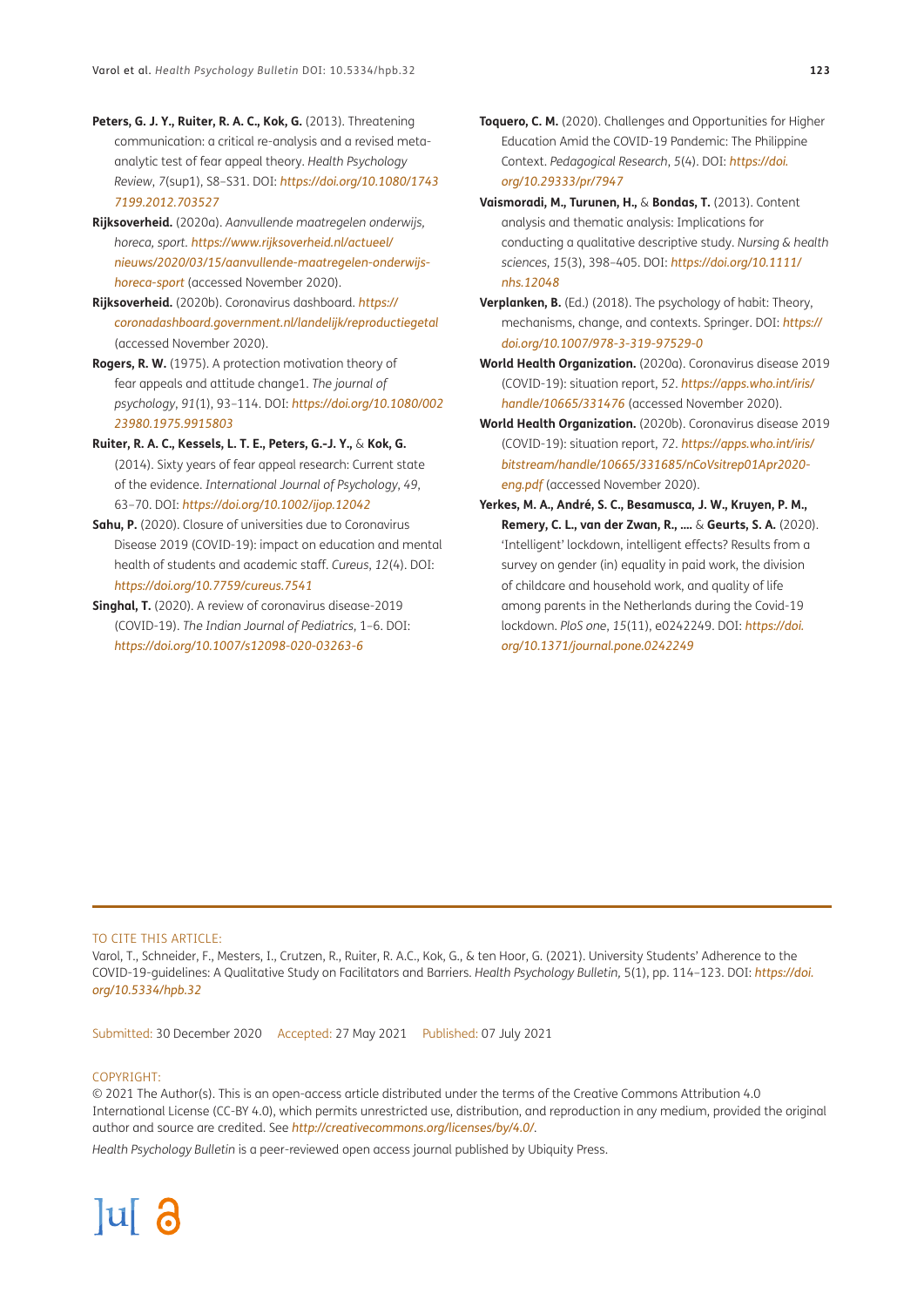**Peters, G. J. Y., Ruiter, R. A. C., Kok, G.** (2013). Threatening communication: a critical re-analysis and a revised meta-analytic test of fear appeal theory. *Health Psychology Review*, *7*(sup1), S8–S31. DOI: *https://doi.org/10.1080/17437199.2012.703527*

**Rijksoverheid.** (2020a). *Aanvullende maatregelen onderwijs, horeca, sport. https://www.rijksoverheid.nl/actueel/nieuws/2020/03/15/aanvullende-maatregelen-onderwijs-horeca-sport* (accessed November 2020).

**Rijksoverheid.** (2020b). Coronavirus dashboard. *https://coronadashboard.government.nl/landelijk/reproductiegetal* (accessed November 2020).

**Rogers, R. W.** (1975). A protection motivation theory of fear appeals and attitude change1. *The journal of psychology*, *91*(1), 93–114. DOI: *https://doi.org/10.1080/00223980.1975.9915803*

**Ruiter, R. A. C., Kessels, L. T. E., Peters, G.-J. Y.,** & **Kok, G.** (2014). Sixty years of fear appeal research: Current state of the evidence. *International Journal of Psychology*, *49*, 63–70. DOI: *https://doi.org/10.1002/ijop.12042*

**Sahu, P.** (2020). Closure of universities due to Coronavirus Disease 2019 (COVID-19): impact on education and mental health of students and academic staff. *Cureus*, *12*(4). DOI: *https://doi.org/10.7759/cureus.7541*

**Singhal, T.** (2020). A review of coronavirus disease-2019 (COVID-19). *The Indian Journal of Pediatrics*, 1–6. DOI: *https://doi.org/10.1007/s12098-020-03263-6*

**Toquero, C. M.** (2020). Challenges and Opportunities for Higher Education Amid the COVID-19 Pandemic: The Philippine Context. *Pedagogical Research*, *5*(4). DOI: *https://doi.org/10.29333/pr/7947*

**Vaismoradi, M., Turunen, H.,** & **Bondas, T.** (2013). Content analysis and thematic analysis: Implications for conducting a qualitative descriptive study. *Nursing & health sciences*, *15*(3), 398–405. DOI: *https://doi.org/10.1111/nhs.12048*

**Verplanken, B.** (Ed.) (2018). The psychology of habit: Theory, mechanisms, change, and contexts. Springer. DOI: *https://doi.org/10.1007/978-3-319-97529-0*

**World Health Organization.** (2020a). Coronavirus disease 2019 (COVID-19): situation report, *52*. *https://apps.who.int/iris/handle/10665/331476* (accessed November 2020).

**World Health Organization.** (2020b). Coronavirus disease 2019 (COVID-19): situation report, *72*. *https://apps.who.int/iris/bitstream/handle/10665/331685/nCoVsitrep01Apr2020-eng.pdf* (accessed November 2020).

**Yerkes, M. A., André, S. C., Besamusca, J. W., Kruyen, P. M., Remery, C. L., van der Zwan, R., ….** & **Geurts, S. A.** (2020). 'Intelligent' lockdown, intelligent effects? Results from a survey on gender (in) equality in paid work, the division of childcare and household work, and quality of life among parents in the Netherlands during the Covid-19 lockdown. *PloS one*, *15*(11), e0242249. DOI: *https://doi.org/10.1371/journal.pone.0242249*

TO CITE THIS ARTICLE:

Varol, T., Schneider, F., Mesters, I., Crutzen, R., Ruiter, R. A.C., Kok, G., & ten Hoor, G. (2021). University Students' Adherence to the COVID-19-guidelines: A Qualitative Study on Facilitators and Barriers. *Health Psychology Bulletin,* 5(1), pp. 114–123. DOI: *https://doi.org/10.5334/hpb.32*

Submitted: 30 December 2020 Accepted: 27 May 2021 Published: 07 July 2021

COPYRIGHT:

© 2021 The Author(s). This is an open-access article distributed under the terms of the Creative Commons Attribution 4.0 International License (CC-BY 4.0), which permits unrestricted use, distribution, and reproduction in any medium, provided the original author and source are credited. See *http://creativecommons.org/licenses/by/4.0/*.

*Health Psychology Bulletin* is a peer-reviewed open access journal published by Ubiquity Press.